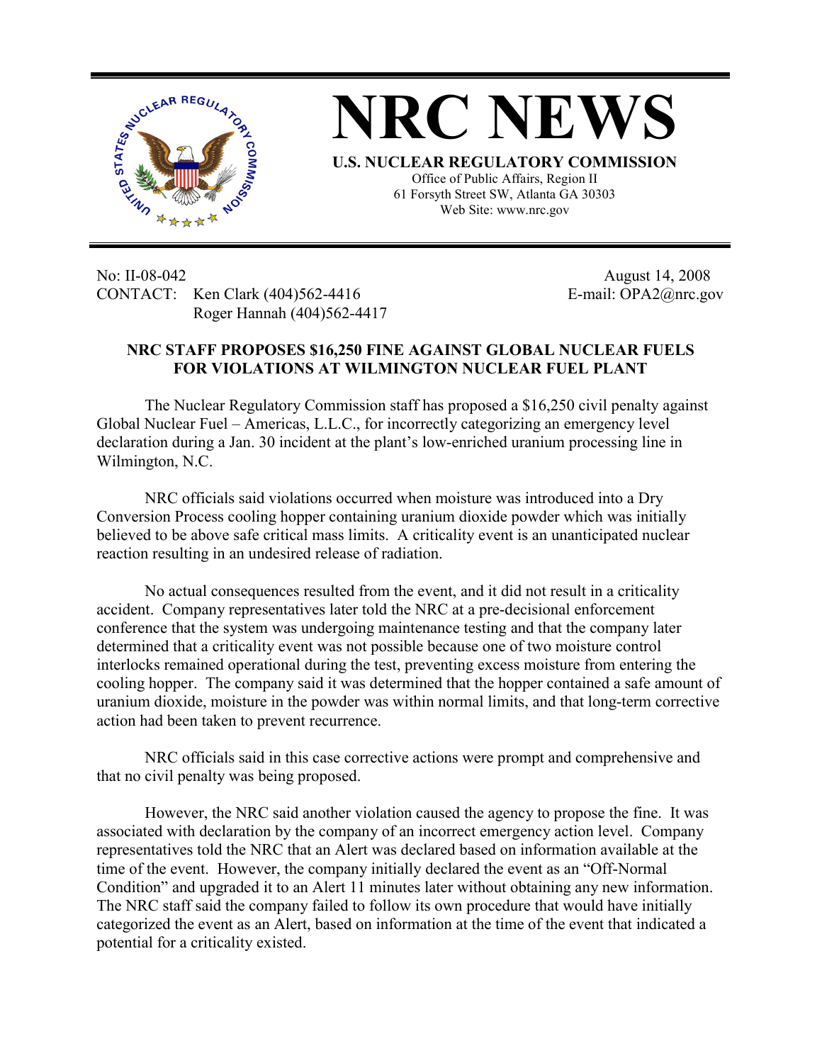# NRC NEWS

**U.S. NUCLEAR REGULATORY COMMISSION**

Office of Public Affairs, Region II
61 Forsyth Street SW, Atlanta GA 30303
Web Site: www.nrc.gov

No: II-08-042
CONTACT: Ken Clark (404)562-4416
Roger Hannah (404)562-4417

August 14, 2008
E-mail: OPA2@nrc.gov

**NRC STAFF PROPOSES $16,250 FINE AGAINST GLOBAL NUCLEAR FUELS FOR VIOLATIONS AT WILMINGTON NUCLEAR FUEL PLANT**

The Nuclear Regulatory Commission staff has proposed a $16,250 civil penalty against Global Nuclear Fuel – Americas, L.L.C., for incorrectly categorizing an emergency level declaration during a Jan. 30 incident at the plant's low-enriched uranium processing line in Wilmington, N.C.

NRC officials said violations occurred when moisture was introduced into a Dry Conversion Process cooling hopper containing uranium dioxide powder which was initially believed to be above safe critical mass limits. A criticality event is an unanticipated nuclear reaction resulting in an undesired release of radiation.

No actual consequences resulted from the event, and it did not result in a criticality accident. Company representatives later told the NRC at a pre-decisional enforcement conference that the system was undergoing maintenance testing and that the company later determined that a criticality event was not possible because one of two moisture control interlocks remained operational during the test, preventing excess moisture from entering the cooling hopper. The company said it was determined that the hopper contained a safe amount of uranium dioxide, moisture in the powder was within normal limits, and that long-term corrective action had been taken to prevent recurrence.

NRC officials said in this case corrective actions were prompt and comprehensive and that no civil penalty was being proposed.

However, the NRC said another violation caused the agency to propose the fine. It was associated with declaration by the company of an incorrect emergency action level. Company representatives told the NRC that an Alert was declared based on information available at the time of the event. However, the company initially declared the event as an "Off-Normal Condition" and upgraded it to an Alert 11 minutes later without obtaining any new information. The NRC staff said the company failed to follow its own procedure that would have initially categorized the event as an Alert, based on information at the time of the event that indicated a potential for a criticality existed.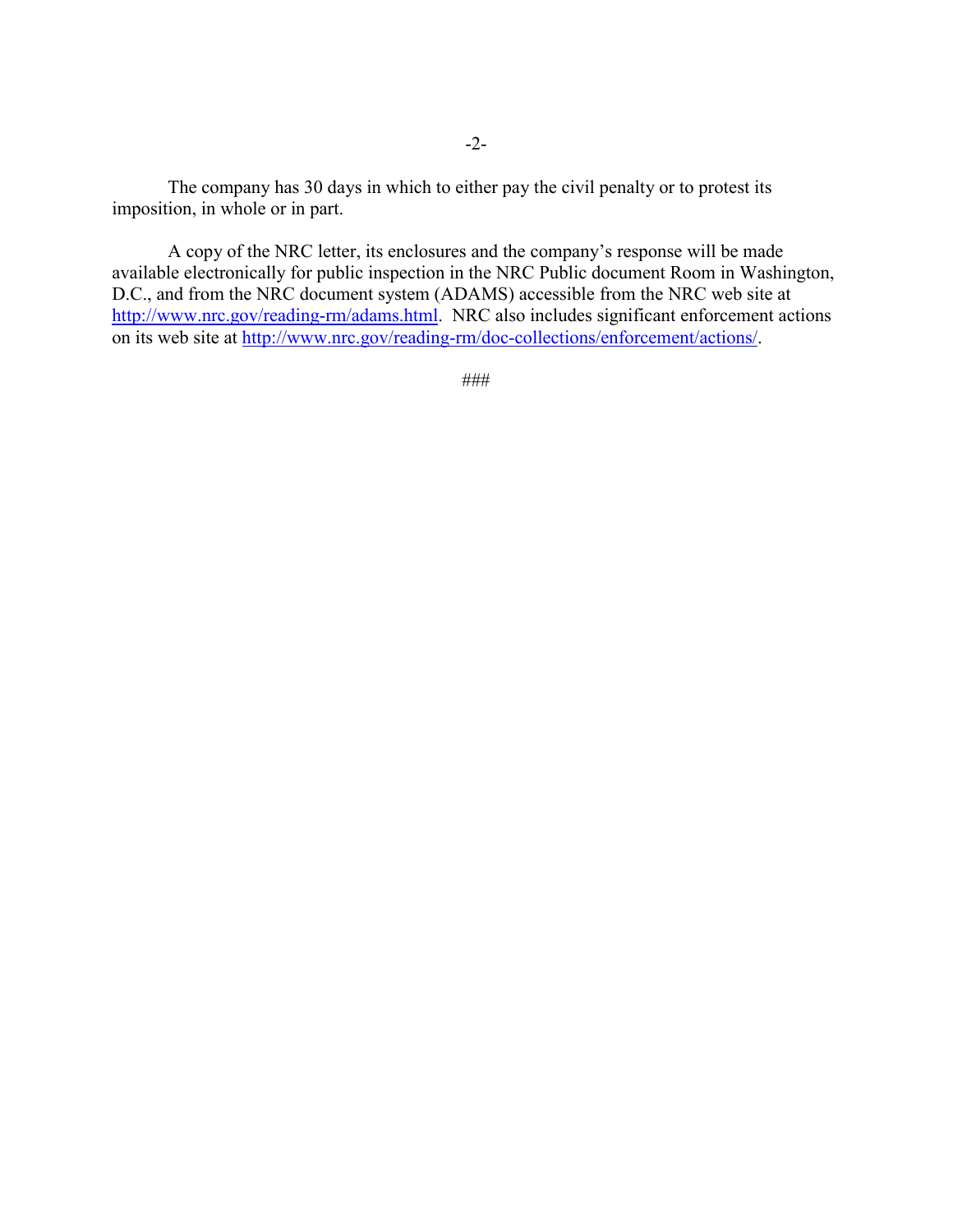The company has 30 days in which to either pay the civil penalty or to protest its imposition, in whole or in part.

A copy of the NRC letter, its enclosures and the company's response will be made available electronically for public inspection in the NRC Public document Room in Washington, D.C., and from the NRC document system (ADAMS) accessible from the NRC web site at http://www.nrc.gov/reading-rm/adams.html. NRC also includes significant enforcement actions on its web site at http://www.nrc.gov/reading-rm/doc-collections/enforcement/actions/.

###